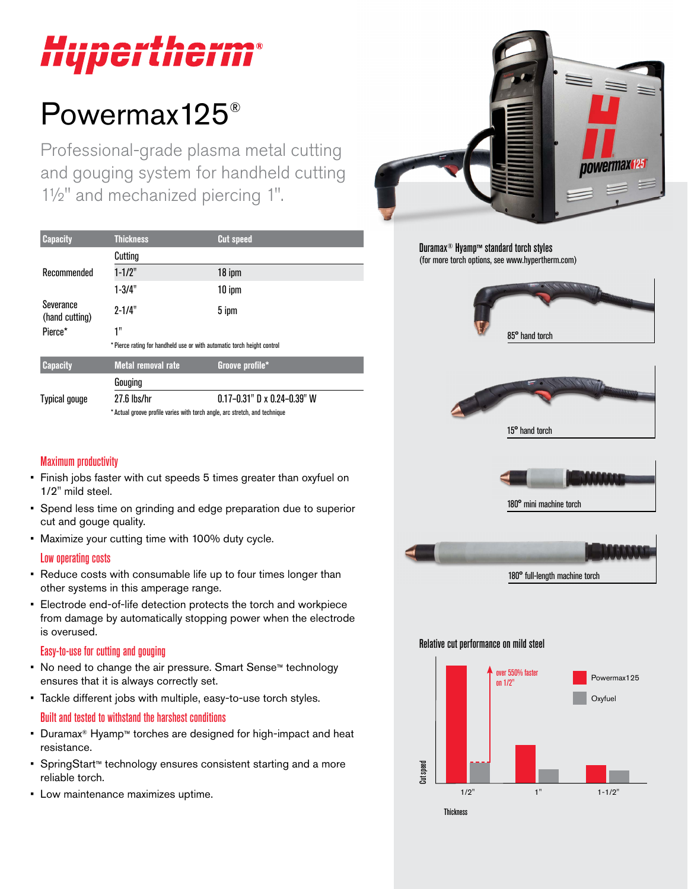# Hypertherm®

# Powermax125®

Professional-grade plasma metal cutting and gouging system for handheld cutting 1½" and mechanized piercing 1".

| Capacity | Thickness | Cut speed |
|---|---|---|
| | Cutting | |
| Recommended | 1-1/2" | 18 ipm |
| | 1-3/4" | 10 ipm |
| Severance (hand cutting) | 2-1/4" | 5 ipm |
| Pierce* | 1" | |

\* Pierce rating for handheld use or with automatic torch height control

| Capacity | Metal removal rate | Groove profile* |
|---|---|---|
| | Gouging | |
| Typical gouge | 27.6 lbs/hr | 0.17–0.31" D x 0.24–0.39" W |

\* Actual groove profile varies with torch angle, arc stretch, and technique

### Maximum productivity

- Finish jobs faster with cut speeds 5 times greater than oxyfuel on 1/2" mild steel.
- Spend less time on grinding and edge preparation due to superior cut and gouge quality.
- Maximize your cutting time with 100% duty cycle.

### Low operating costs

- Reduce costs with consumable life up to four times longer than other systems in this amperage range.
- Electrode end-of-life detection protects the torch and workpiece from damage by automatically stopping power when the electrode is overused.

### Easy-to-use for cutting and gouging

- No need to change the air pressure. Smart Sense™ technology ensures that it is always correctly set.
- Tackle different jobs with multiple, easy-to-use torch styles.

### Built and tested to withstand the harshest conditions

- Duramax® Hyamp™ torches are designed for high-impact and heat resistance.
- SpringStart™ technology ensures consistent starting and a more reliable torch.
- Low maintenance maximizes uptime.

**Duramax® Hyamp™ standard torch styles**
(for more torch options, see www.hypertherm.com)

85° hand torch

15° hand torch

180° mini machine torch

180° full-length machine torch

**Relative cut performance on mild steel**

Cut speed

over 550% faster on 1/2"

Powermax125

Oxyfuel

1/2" 1" 1-1/2"

Thickness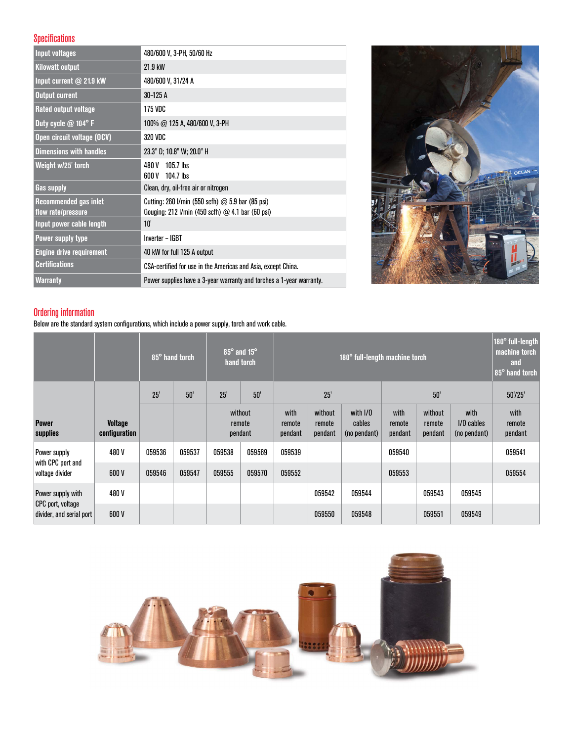## Specifications

| | |
|---|---|
| Input voltages | 480/600 V, 3-PH, 50/60 Hz |
| Kilowatt output | 21.9 kW |
| Input current @ 21.9 kW | 480/600 V, 31/24 A |
| Output current | 30–125 A |
| Rated output voltage | 175 VDC |
| Duty cycle @ 104° F | 100% @ 125 A, 480/600 V, 3-PH |
| Open circuit voltage (OCV) | 320 VDC |
| Dimensions with handles | 23.3" D; 10.8" W; 20.0" H |
| Weight w/25' torch | 480 V 105.7 lbs<br>600 V 104.7 lbs |
| Gas supply | Clean, dry, oil-free air or nitrogen |
| Recommended gas inlet flow rate/pressure | Cutting: 260 l/min (550 scfh) @ 5.9 bar (85 psi)<br>Gouging: 212 l/min (450 scfh) @ 4.1 bar (60 psi) |
| Input power cable length | 10' |
| Power supply type | Inverter – IGBT |
| Engine drive requirement | 40 kW for full 125 A output |
| Certifications | CSA-certified for use in the Americas and Asia, except China. |
| Warranty | Power supplies have a 3-year warranty and torches a 1-year warranty. |

## Ordering information

Below are the standard system configurations, which include a power supply, torch and work cable.

| | | 85° hand torch | | 85° and 15° hand torch | | 180° full-length machine torch | | | | | | 180° full-length machine torch and 85° hand torch |
|---|---|---|---|---|---|---|---|---|---|---|---|---|
| | | 25' | 50' | 25' | 50' | 25' | | | 50' | | | 50'/25' |
| Power supplies | Voltage configuration | | | without remote pendant | | with remote pendant | without remote pendant | with I/O cables (no pendant) | with remote pendant | without remote pendant | with I/O cables (no pendant) | with remote pendant |
| Power supply with CPC port and voltage divider | 480 V | 059536 | 059537 | 059538 | 059569 | 059539 | | | 059540 | | | 059541 |
| | 600 V | 059546 | 059547 | 059555 | 059570 | 059552 | | | 059553 | | | 059554 |
| Power supply with CPC port, voltage divider, and serial port | 480 V | | | | | | 059542 | 059544 | | 059543 | 059545 | |
| | 600 V | | | | | | 059550 | 059548 | | 059551 | 059549 | |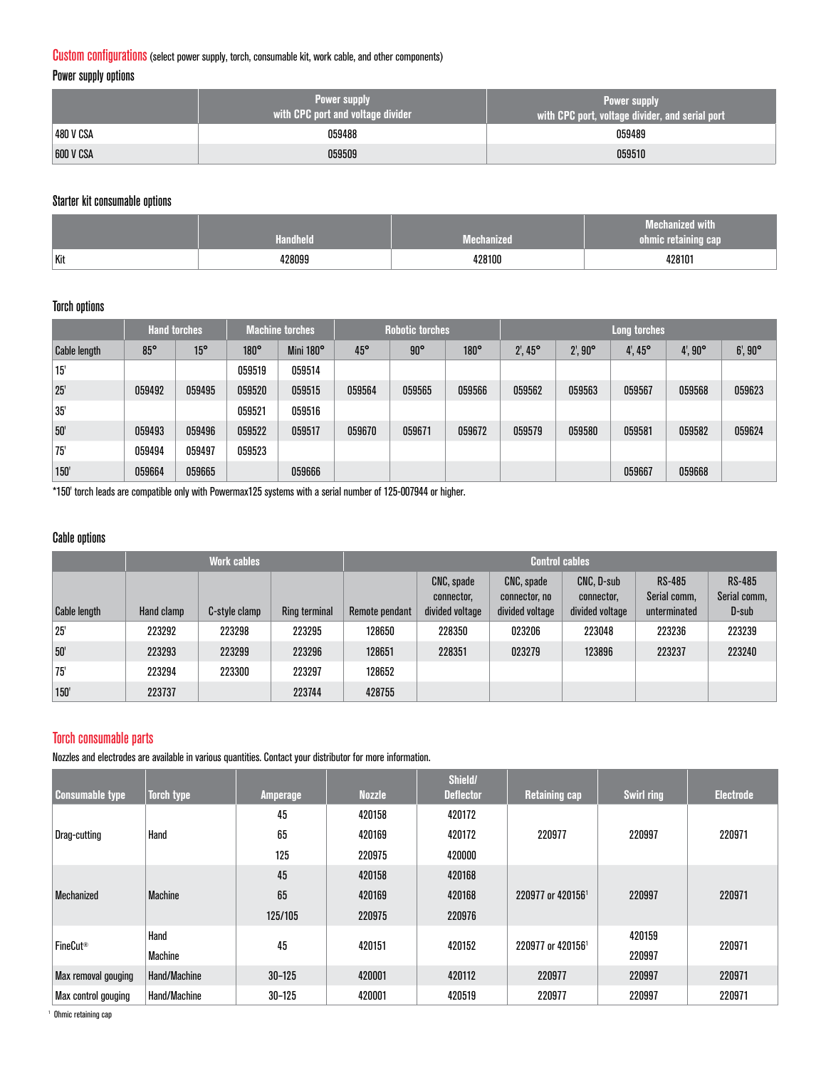## Custom configurations (select power supply, torch, consumable kit, work cable, and other components)

### Power supply options

| | Power supply with CPC port and voltage divider | Power supply with CPC port, voltage divider, and serial port |
|---|---|---|
| 480 V CSA | 059488 | 059489 |
| 600 V CSA | 059509 | 059510 |

### Starter kit consumable options

| | Handheld | Mechanized | Mechanized with ohmic retaining cap |
|---|---|---|---|
| Kit | 428099 | 428100 | 428101 |

### Torch options

| | Hand torches | | Machine torches | | Robotic torches | | | Long torches | | | | | |
|---|---|---|---|---|---|---|---|---|---|---|---|---|---|
| Cable length | 85° | 15° | 180° | Mini 180° | 45° | 90° | 180° | 2', 45° | 2', 90° | 4', 45° | 4', 90° | 6', 90° |
| 15' | | | 059519 | 059514 | | | | | | | | |
| 25' | 059492 | 059495 | 059520 | 059515 | 059564 | 059565 | 059566 | 059562 | 059563 | 059567 | 059568 | 059623 |
| 35' | | | 059521 | 059516 | | | | | | | | |
| 50' | 059493 | 059496 | 059522 | 059517 | 059670 | 059671 | 059672 | 059579 | 059580 | 059581 | 059582 | 059624 |
| 75' | 059494 | 059497 | 059523 | | | | | | | | | |
| 150' | 059664 | 059665 | | 059666 | | | | | | 059667 | 059668 | |

*150' torch leads are compatible only with Powermax125 systems with a serial number of 125-007944 or higher.

### Cable options

| | Work cables | | | Control cables | | | | | |
|---|---|---|---|---|---|---|---|---|---|
| Cable length | Hand clamp | C-style clamp | Ring terminal | Remote pendant | CNC, spade connector, divided voltage | CNC, spade connector, no divided voltage | CNC, D-sub connector, divided voltage | RS-485 Serial comm, unterminated | RS-485 Serial comm, D-sub |
| 25' | 223292 | 223298 | 223295 | 128650 | 228350 | 023206 | 223048 | 223236 | 223239 |
| 50' | 223293 | 223299 | 223296 | 128651 | 228351 | 023279 | 123896 | 223237 | 223240 |
| 75' | 223294 | 223300 | 223297 | 128652 | | | | | |
| 150' | 223737 | | 223744 | 428755 | | | | | |

## Torch consumable parts

Nozzles and electrodes are available in various quantities. Contact your distributor for more information.

| Consumable type | Torch type | Amperage | Nozzle | Shield/ Deflector | Retaining cap | Swirl ring | Electrode |
|---|---|---|---|---|---|---|---|
| Drag-cutting | Hand | 45 | 420158 | 420172 | 220977 | 220997 | 220971 |
| | | 65 | 420169 | 420172 | | | |
| | | 125 | 220975 | 420000 | | | |
| Mechanized | Machine | 45 | 420158 | 420168 | 220977 or 420156[1] | 220997 | 220971 |
| | | 65 | 420169 | 420168 | | | |
| | | 125/105 | 220975 | 220976 | | | |
| FineCut® | Hand | 45 | 420151 | 420152 | 220977 or 420156[1] | 420159 | 220971 |
| | Machine | | | | | 220997 | |
| Max removal gouging | Hand/Machine | 30–125 | 420001 | 420112 | 220977 | 220997 | 220971 |
| Max control gouging | Hand/Machine | 30–125 | 420001 | 420519 | 220977 | 220997 | 220971 |

[1] Ohmic retaining cap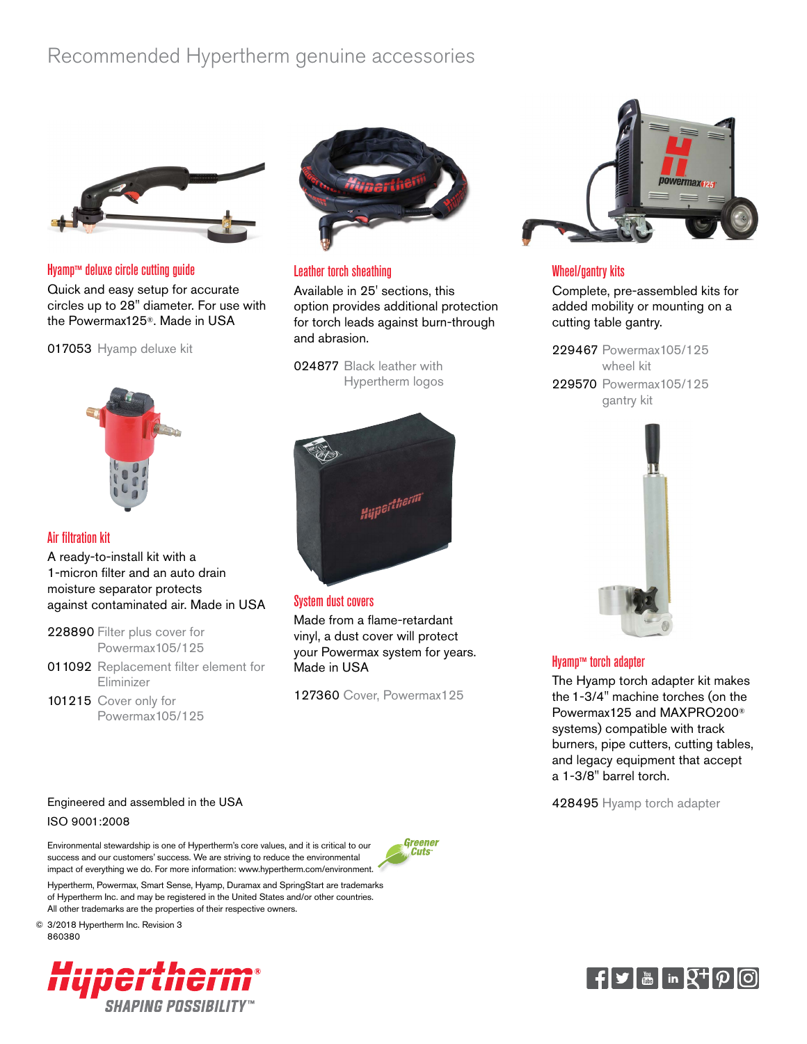# Recommended Hypertherm genuine accessories

### Hyamp™ deluxe circle cutting guide

Quick and easy setup for accurate circles up to 28" diameter. For use with the Powermax125®. Made in USA

017053 Hyamp deluxe kit

### Leather torch sheathing

Available in 25' sections, this option provides additional protection for torch leads against burn-through and abrasion.

024877 Black leather with Hypertherm logos

### Wheel/gantry kits

Complete, pre-assembled kits for added mobility or mounting on a cutting table gantry.

229467 Powermax105/125 wheel kit

229570 Powermax105/125 gantry kit

### Air filtration kit

A ready-to-install kit with a 1-micron filter and an auto drain moisture separator protects against contaminated air. Made in USA

228890 Filter plus cover for Powermax105/125

011092 Replacement filter element for Eliminizer

101215 Cover only for Powermax105/125

### System dust covers

Made from a flame-retardant vinyl, a dust cover will protect your Powermax system for years. Made in USA

127360 Cover, Powermax125

### Hyamp™ torch adapter

The Hyamp torch adapter kit makes the 1-3/4" machine torches (on the Powermax125 and MAXPRO200® systems) compatible with track burners, pipe cutters, cutting tables, and legacy equipment that accept a 1-3/8" barrel torch.

428495 Hyamp torch adapter

Engineered and assembled in the USA

ISO 9001:2008

Environmental stewardship is one of Hypertherm's core values, and it is critical to our success and our customers' success. We are striving to reduce the environmental impact of everything we do. For more information: www.hypertherm.com/environment.

Greener Cuts™

Hypertherm, Powermax, Smart Sense, Hyamp, Duramax and SpringStart are trademarks of Hypertherm Inc. and may be registered in the United States and/or other countries. All other trademarks are the properties of their respective owners.

© 3/2018 Hypertherm Inc. Revision 3
860380

Hypertherm®
SHAPING POSSIBILITY™